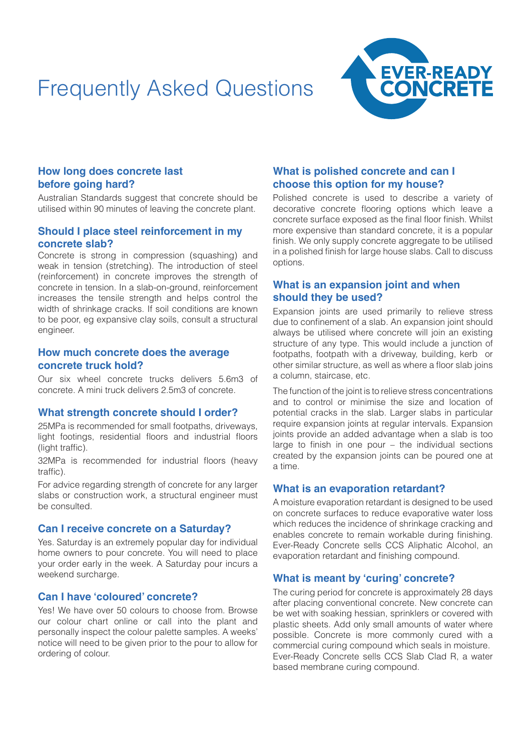# Frequently Asked Questions

EVER-READY CONCRETE

## How long does concrete last before going hard?

Australian Standards suggest that concrete should be utilised within 90 minutes of leaving the concrete plant.

## Should I place steel reinforcement in my concrete slab?

Concrete is strong in compression (squashing) and weak in tension (stretching). The introduction of steel (reinforcement) in concrete improves the strength of concrete in tension. In a slab-on-ground, reinforcement increases the tensile strength and helps control the width of shrinkage cracks. If soil conditions are known to be poor, eg expansive clay soils, consult a structural engineer.

## How much concrete does the average concrete truck hold?

Our six wheel concrete trucks delivers 5.6m3 of concrete. A mini truck delivers 2.5m3 of concrete.

## What strength concrete should I order?

25MPa is recommended for small footpaths, driveways, light footings, residential floors and industrial floors (light traffic).

32MPa is recommended for industrial floors (heavy traffic).

For advice regarding strength of concrete for any larger slabs or construction work, a structural engineer must be consulted.

## Can I receive concrete on a Saturday?

Yes. Saturday is an extremely popular day for individual home owners to pour concrete. You will need to place your order early in the week. A Saturday pour incurs a weekend surcharge.

## Can I have 'coloured' concrete?

Yes! We have over 50 colours to choose from. Browse our colour chart online or call into the plant and personally inspect the colour palette samples. A weeks' notice will need to be given prior to the pour to allow for ordering of colour.

## What is polished concrete and can I choose this option for my house?

Polished concrete is used to describe a variety of decorative concrete flooring options which leave a concrete surface exposed as the final floor finish. Whilst more expensive than standard concrete, it is a popular finish. We only supply concrete aggregate to be utilised in a polished finish for large house slabs. Call to discuss options.

## What is an expansion joint and when should they be used?

Expansion joints are used primarily to relieve stress due to confinement of a slab. An expansion joint should always be utilised where concrete will join an existing structure of any type. This would include a junction of footpaths, footpath with a driveway, building, kerb or other similar structure, as well as where a floor slab joins a column, staircase, etc.

The function of the joint is to relieve stress concentrations and to control or minimise the size and location of potential cracks in the slab. Larger slabs in particular require expansion joints at regular intervals. Expansion joints provide an added advantage when a slab is too large to finish in one pour – the individual sections created by the expansion joints can be poured one at a time.

## What is an evaporation retardant?

A moisture evaporation retardant is designed to be used on concrete surfaces to reduce evaporative water loss which reduces the incidence of shrinkage cracking and enables concrete to remain workable during finishing. Ever-Ready Concrete sells CCS Aliphatic Alcohol, an evaporation retardant and finishing compound.

## What is meant by 'curing' concrete?

The curing period for concrete is approximately 28 days after placing conventional concrete. New concrete can be wet with soaking hessian, sprinklers or covered with plastic sheets. Add only small amounts of water where possible. Concrete is more commonly cured with a commercial curing compound which seals in moisture. Ever-Ready Concrete sells CCS Slab Clad R, a water based membrane curing compound.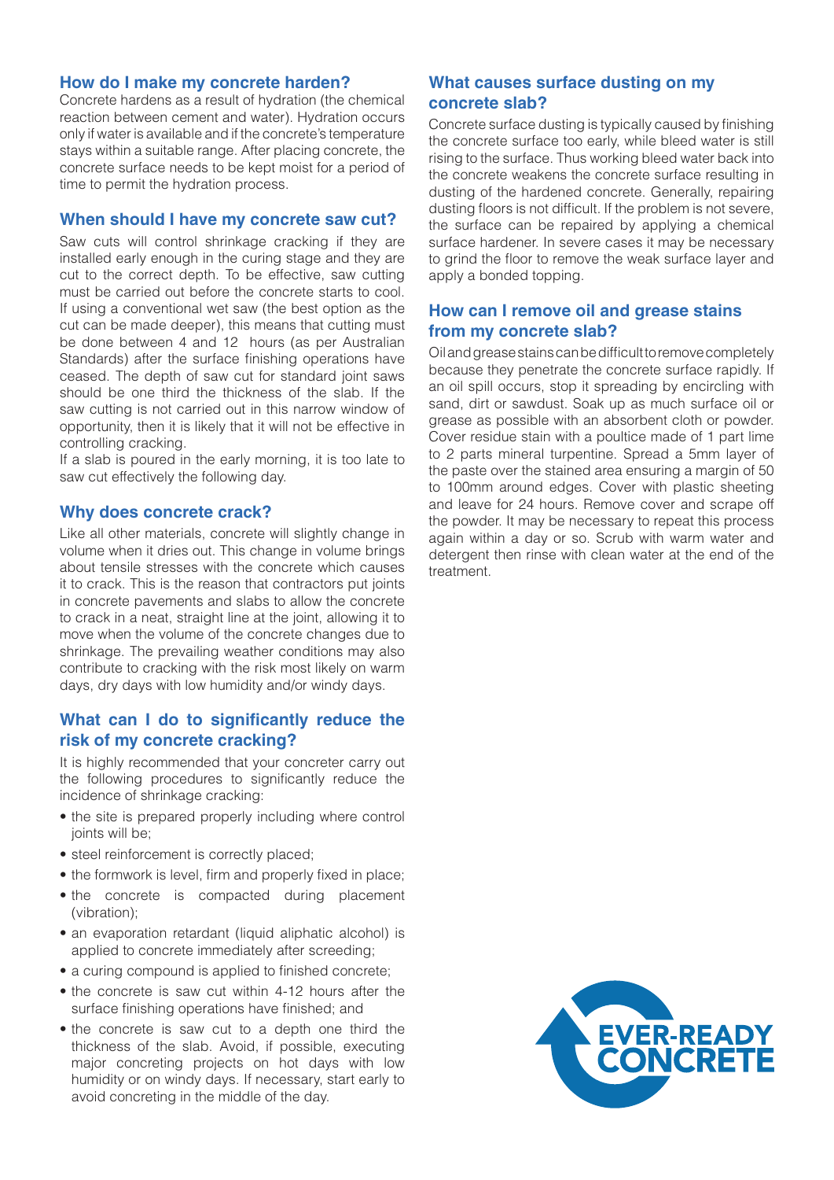## How do I make my concrete harden?

Concrete hardens as a result of hydration (the chemical reaction between cement and water). Hydration occurs only if water is available and if the concrete's temperature stays within a suitable range. After placing concrete, the concrete surface needs to be kept moist for a period of time to permit the hydration process.

## When should I have my concrete saw cut?

Saw cuts will control shrinkage cracking if they are installed early enough in the curing stage and they are cut to the correct depth. To be effective, saw cutting must be carried out before the concrete starts to cool. If using a conventional wet saw (the best option as the cut can be made deeper), this means that cutting must be done between 4 and 12 hours (as per Australian Standards) after the surface finishing operations have ceased. The depth of saw cut for standard joint saws should be one third the thickness of the slab. If the saw cutting is not carried out in this narrow window of opportunity, then it is likely that it will not be effective in controlling cracking.

If a slab is poured in the early morning, it is too late to saw cut effectively the following day.

## Why does concrete crack?

Like all other materials, concrete will slightly change in volume when it dries out. This change in volume brings about tensile stresses with the concrete which causes it to crack. This is the reason that contractors put joints in concrete pavements and slabs to allow the concrete to crack in a neat, straight line at the joint, allowing it to move when the volume of the concrete changes due to shrinkage. The prevailing weather conditions may also contribute to cracking with the risk most likely on warm days, dry days with low humidity and/or windy days.

## What can I do to significantly reduce the risk of my concrete cracking?

It is highly recommended that your concreter carry out the following procedures to significantly reduce the incidence of shrinkage cracking:

- the site is prepared properly including where control joints will be;
- steel reinforcement is correctly placed;
- the formwork is level, firm and properly fixed in place;
- the concrete is compacted during placement (vibration);
- an evaporation retardant (liquid aliphatic alcohol) is applied to concrete immediately after screeding;
- a curing compound is applied to finished concrete;
- the concrete is saw cut within 4-12 hours after the surface finishing operations have finished; and
- the concrete is saw cut to a depth one third the thickness of the slab. Avoid, if possible, executing major concreting projects on hot days with low humidity or on windy days. If necessary, start early to avoid concreting in the middle of the day.

## What causes surface dusting on my concrete slab?

Concrete surface dusting is typically caused by finishing the concrete surface too early, while bleed water is still rising to the surface. Thus working bleed water back into the concrete weakens the concrete surface resulting in dusting of the hardened concrete. Generally, repairing dusting floors is not difficult. If the problem is not severe, the surface can be repaired by applying a chemical surface hardener. In severe cases it may be necessary to grind the floor to remove the weak surface layer and apply a bonded topping.

## How can I remove oil and grease stains from my concrete slab?

Oil and grease stains can be difficult to remove completely because they penetrate the concrete surface rapidly. If an oil spill occurs, stop it spreading by encircling with sand, dirt or sawdust. Soak up as much surface oil or grease as possible with an absorbent cloth or powder. Cover residue stain with a poultice made of 1 part lime to 2 parts mineral turpentine. Spread a 5mm layer of the paste over the stained area ensuring a margin of 50 to 100mm around edges. Cover with plastic sheeting and leave for 24 hours. Remove cover and scrape off the powder. It may be necessary to repeat this process again within a day or so. Scrub with warm water and detergent then rinse with clean water at the end of the treatment.

EVER-READY CONCRETE